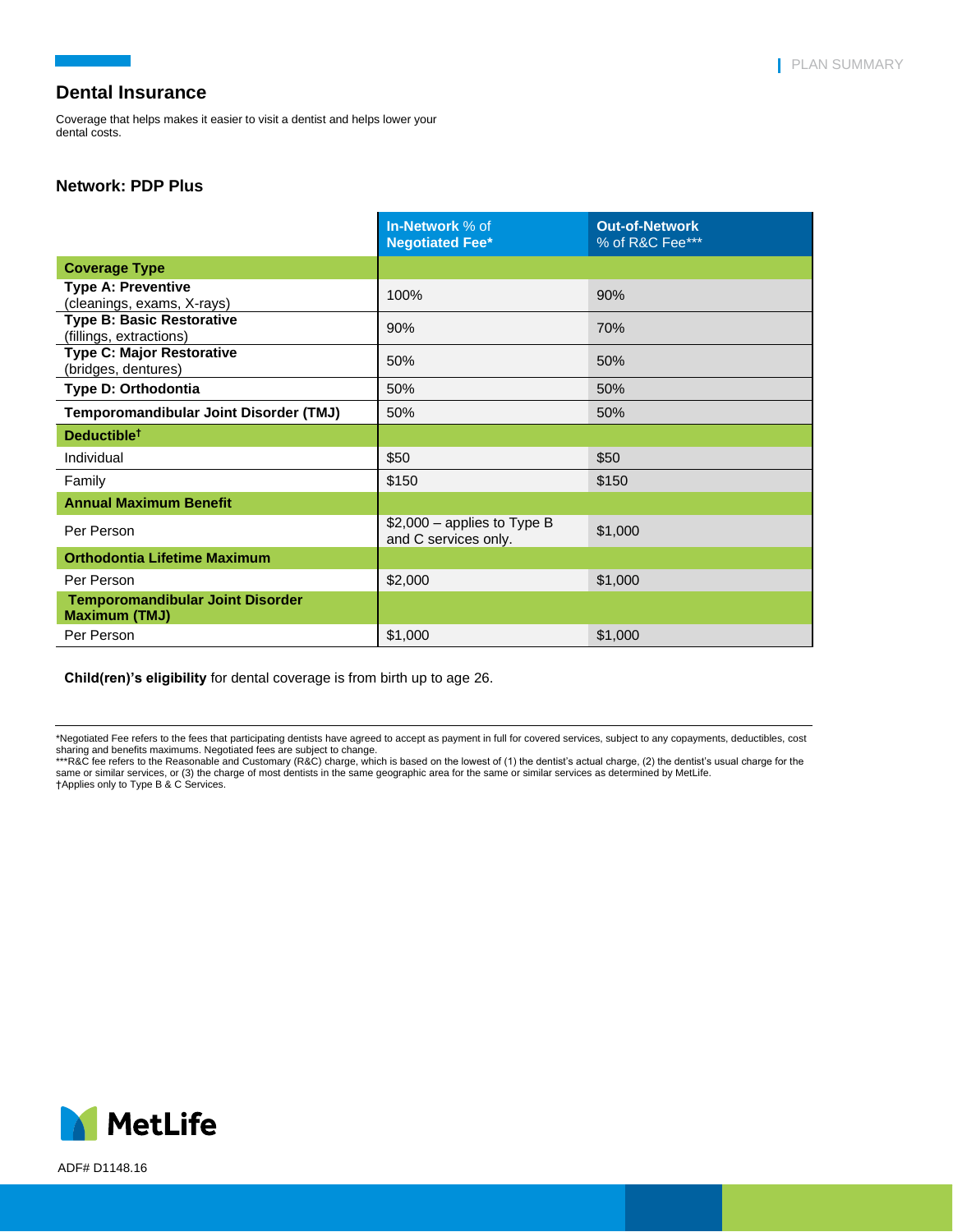## Dental Insurance

Coverage that helps makes it easier to visit a dentist and helps lower your dental costs.

### Network: PDP Plus

| | **In-Network** % of **Negotiated Fee*** | **Out-of-Network** % of R&C Fee*** |
|---|---|---|
| **Coverage Type** | | |
| **Type A: Preventive** (cleanings, exams, X-rays) | 100% | 90% |
| **Type B: Basic Restorative** (fillings, extractions) | 90% | 70% |
| **Type C: Major Restorative** (bridges, dentures) | 50% | 50% |
| **Type D: Orthodontia** | 50% | 50% |
| **Temporomandibular Joint Disorder (TMJ)** | 50% | 50% |
| **Deductible†** | | |
| Individual | $50 | $50 |
| Family | $150 | $150 |
| **Annual Maximum Benefit** | | |
| Per Person | $2,000 – applies to Type B and C services only. | $1,000 |
| **Orthodontia Lifetime Maximum** | | |
| Per Person | $2,000 | $1,000 |
| **Temporomandibular Joint Disorder Maximum (TMJ)** | | |
| Per Person | $1,000 | $1,000 |

**Child(ren)'s eligibility** for dental coverage is from birth up to age 26.

---

*Negotiated Fee refers to the fees that participating dentists have agreed to accept as payment in full for covered services, subject to any copayments, deductibles, cost sharing and benefits maximums. Negotiated fees are subject to change.
***R&C fee refers to the Reasonable and Customary (R&C) charge, which is based on the lowest of (1) the dentist's actual charge, (2) the dentist's usual charge for the same or similar services, or (3) the charge of most dentists in the same geographic area for the same or similar services as determined by MetLife.
†Applies only to Type B & C Services.

MetLife

ADF# D1148.16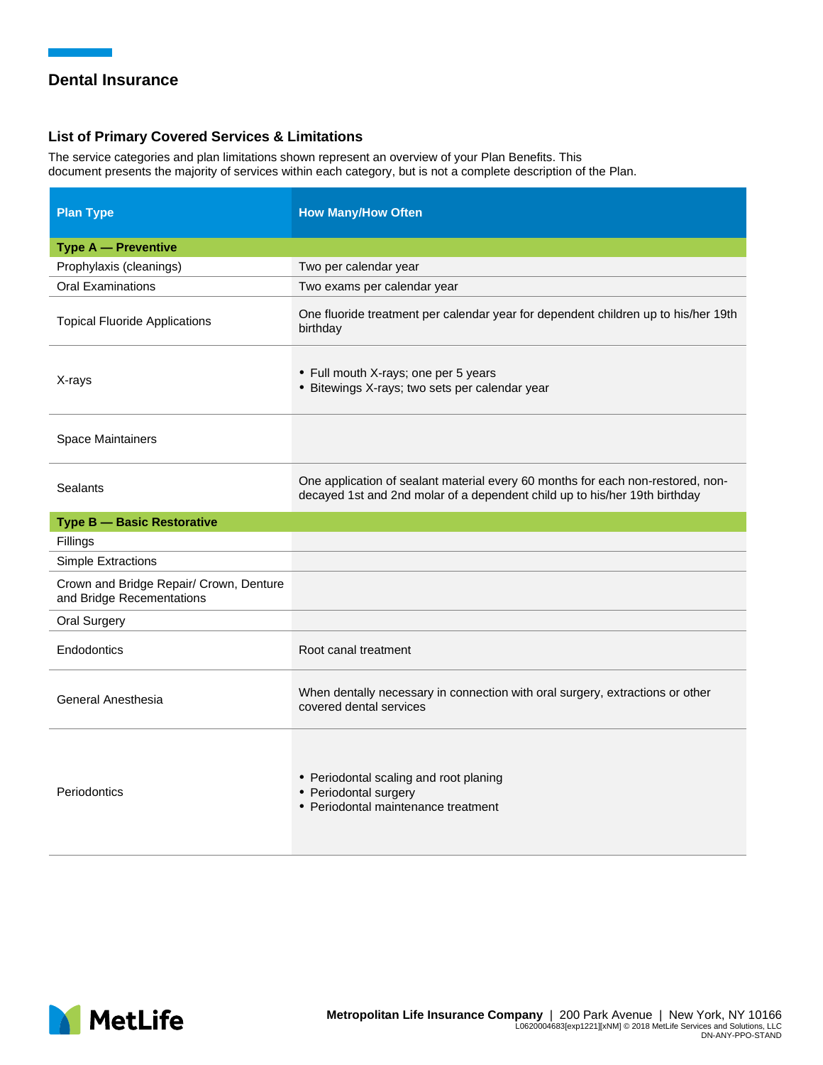## Dental Insurance

### List of Primary Covered Services & Limitations

The service categories and plan limitations shown represent an overview of your Plan Benefits. This document presents the majority of services within each category, but is not a complete description of the Plan.

| Plan Type | How Many/How Often |
|---|---|
| **Type A — Preventive** | |
| Prophylaxis (cleanings) | Two per calendar year |
| Oral Examinations | Two exams per calendar year |
| Topical Fluoride Applications | One fluoride treatment per calendar year for dependent children up to his/her 19th birthday |
| X-rays | • Full mouth X-rays; one per 5 years<br>• Bitewings X-rays; two sets per calendar year |
| Space Maintainers | |
| Sealants | One application of sealant material every 60 months for each non-restored, non-decayed 1st and 2nd molar of a dependent child up to his/her 19th birthday |
| **Type B — Basic Restorative** | |
| Fillings | |
| Simple Extractions | |
| Crown and Bridge Repair/ Crown, Denture and Bridge Recementations | |
| Oral Surgery | |
| Endodontics | Root canal treatment |
| General Anesthesia | When dentally necessary in connection with oral surgery, extractions or other covered dental services |
| Periodontics | • Periodontal scaling and root planing<br>• Periodontal surgery<br>• Periodontal maintenance treatment |

**Metropolitan Life Insurance Company** | 200 Park Avenue | New York, NY 10166
L0620004683[exp1221][xNM] © 2018 MetLife Services and Solutions, LLC
DN-ANY-PPO-STAND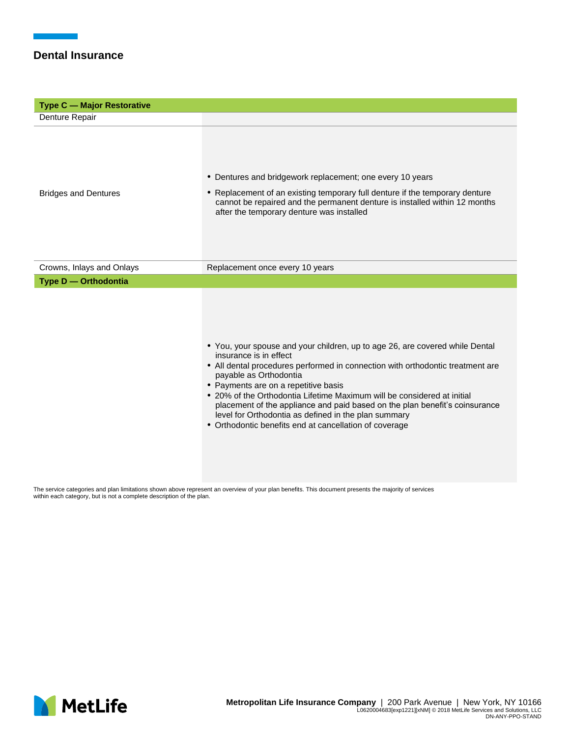## Dental Insurance

| Type C — Major Restorative | |
|---|---|
| Denture Repair | |
| Bridges and Dentures | • Dentures and bridgework replacement; one every 10 years<br>• Replacement of an existing temporary full denture if the temporary denture cannot be repaired and the permanent denture is installed within 12 months after the temporary denture was installed |
| Crowns, Inlays and Onlays | Replacement once every 10 years |
| **Type D — Orthodontia** | |
| | • You, your spouse and your children, up to age 26, are covered while Dental insurance is in effect<br>• All dental procedures performed in connection with orthodontic treatment are payable as Orthodontia<br>• Payments are on a repetitive basis<br>• 20% of the Orthodontia Lifetime Maximum will be considered at initial placement of the appliance and paid based on the plan benefit's coinsurance level for Orthodontia as defined in the plan summary<br>• Orthodontic benefits end at cancellation of coverage |

The service categories and plan limitations shown above represent an overview of your plan benefits. This document presents the majority of services within each category, but is not a complete description of the plan.

**Metropolitan Life Insurance Company** | 200 Park Avenue | New York, NY 10166
L0620004683[exp1221][xNM] © 2018 MetLife Services and Solutions, LLC
DN-ANY-PPO-STAND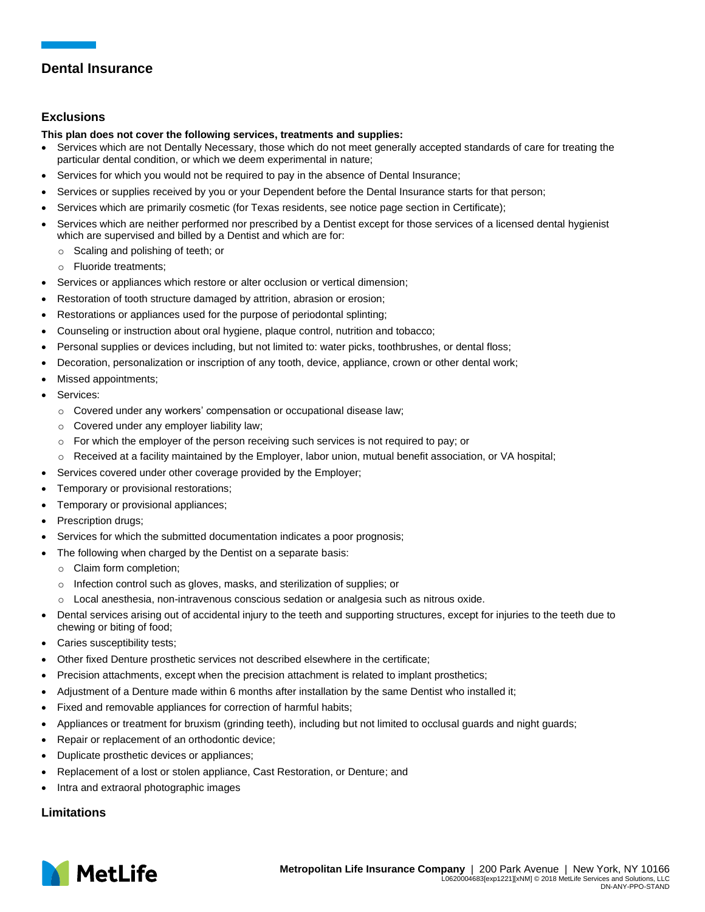# Dental Insurance

## Exclusions

**This plan does not cover the following services, treatments and supplies:**

- Services which are not Dentally Necessary, those which do not meet generally accepted standards of care for treating the particular dental condition, or which we deem experimental in nature;
- Services for which you would not be required to pay in the absence of Dental Insurance;
- Services or supplies received by you or your Dependent before the Dental Insurance starts for that person;
- Services which are primarily cosmetic (for Texas residents, see notice page section in Certificate);
- Services which are neither performed nor prescribed by a Dentist except for those services of a licensed dental hygienist which are supervised and billed by a Dentist and which are for:
  - Scaling and polishing of teeth; or
  - Fluoride treatments;
- Services or appliances which restore or alter occlusion or vertical dimension;
- Restoration of tooth structure damaged by attrition, abrasion or erosion;
- Restorations or appliances used for the purpose of periodontal splinting;
- Counseling or instruction about oral hygiene, plaque control, nutrition and tobacco;
- Personal supplies or devices including, but not limited to: water picks, toothbrushes, or dental floss;
- Decoration, personalization or inscription of any tooth, device, appliance, crown or other dental work;
- Missed appointments;
- Services:
  - Covered under any workers' compensation or occupational disease law;
  - Covered under any employer liability law;
  - For which the employer of the person receiving such services is not required to pay; or
  - Received at a facility maintained by the Employer, labor union, mutual benefit association, or VA hospital;
- Services covered under other coverage provided by the Employer;
- Temporary or provisional restorations;
- Temporary or provisional appliances;
- Prescription drugs;
- Services for which the submitted documentation indicates a poor prognosis;
- The following when charged by the Dentist on a separate basis:
  - Claim form completion;
  - Infection control such as gloves, masks, and sterilization of supplies; or
  - Local anesthesia, non-intravenous conscious sedation or analgesia such as nitrous oxide.
- Dental services arising out of accidental injury to the teeth and supporting structures, except for injuries to the teeth due to chewing or biting of food;
- Caries susceptibility tests;
- Other fixed Denture prosthetic services not described elsewhere in the certificate;
- Precision attachments, except when the precision attachment is related to implant prosthetics;
- Adjustment of a Denture made within 6 months after installation by the same Dentist who installed it;
- Fixed and removable appliances for correction of harmful habits;
- Appliances or treatment for bruxism (grinding teeth), including but not limited to occlusal guards and night guards;
- Repair or replacement of an orthodontic device;
- Duplicate prosthetic devices or appliances;
- Replacement of a lost or stolen appliance, Cast Restoration, or Denture; and
- Intra and extraoral photographic images

## Limitations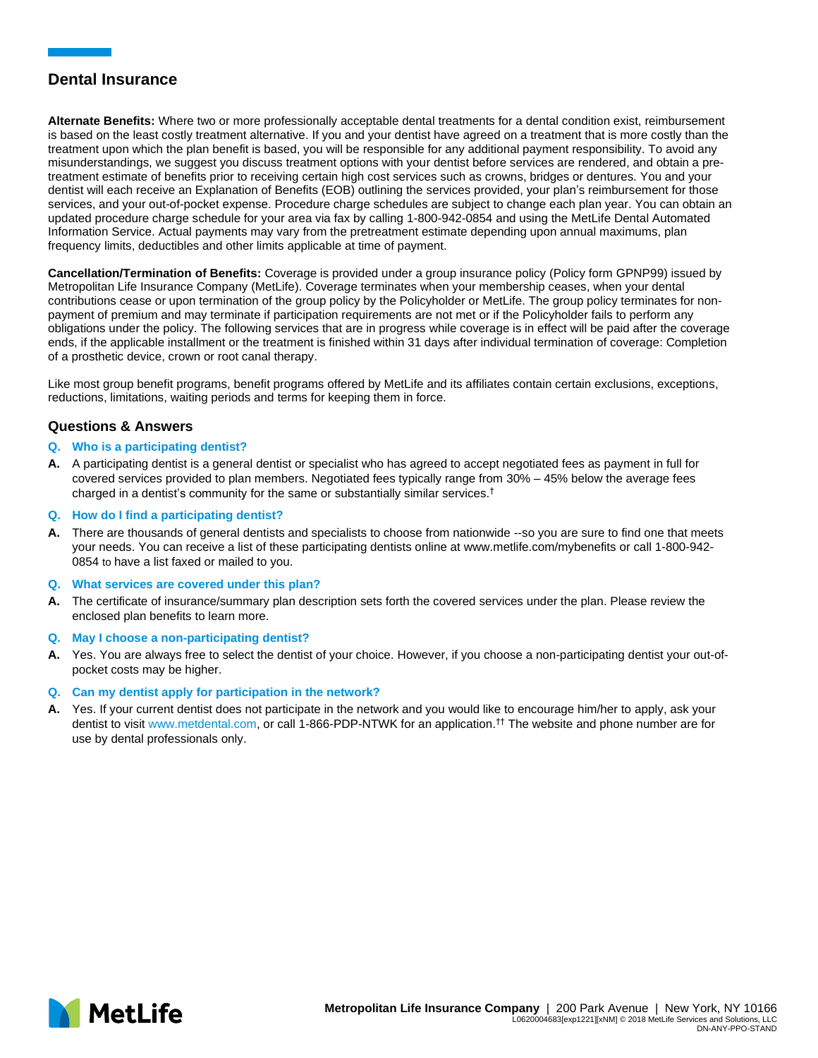## Dental Insurance

**Alternate Benefits:** Where two or more professionally acceptable dental treatments for a dental condition exist, reimbursement is based on the least costly treatment alternative. If you and your dentist have agreed on a treatment that is more costly than the treatment upon which the plan benefit is based, you will be responsible for any additional payment responsibility. To avoid any misunderstandings, we suggest you discuss treatment options with your dentist before services are rendered, and obtain a pre-treatment estimate of benefits prior to receiving certain high cost services such as crowns, bridges or dentures. You and your dentist will each receive an Explanation of Benefits (EOB) outlining the services provided, your plan's reimbursement for those services, and your out-of-pocket expense. Procedure charge schedules are subject to change each plan year. You can obtain an updated procedure charge schedule for your area via fax by calling 1-800-942-0854 and using the MetLife Dental Automated Information Service. Actual payments may vary from the pretreatment estimate depending upon annual maximums, plan frequency limits, deductibles and other limits applicable at time of payment.

**Cancellation/Termination of Benefits:** Coverage is provided under a group insurance policy (Policy form GPNP99) issued by Metropolitan Life Insurance Company (MetLife). Coverage terminates when your membership ceases, when your dental contributions cease or upon termination of the group policy by the Policyholder or MetLife. The group policy terminates for non-payment of premium and may terminate if participation requirements are not met or if the Policyholder fails to perform any obligations under the policy. The following services that are in progress while coverage is in effect will be paid after the coverage ends, if the applicable installment or the treatment is finished within 31 days after individual termination of coverage: Completion of a prosthetic device, crown or root canal therapy.

Like most group benefit programs, benefit programs offered by MetLife and its affiliates contain certain exclusions, exceptions, reductions, limitations, waiting periods and terms for keeping them in force.

### Questions & Answers

**Q. Who is a participating dentist?**

**A.** A participating dentist is a general dentist or specialist who has agreed to accept negotiated fees as payment in full for covered services provided to plan members. Negotiated fees typically range from 30% – 45% below the average fees charged in a dentist's community for the same or substantially similar services.[†]

**Q. How do I find a participating dentist?**

**A.** There are thousands of general dentists and specialists to choose from nationwide --so you are sure to find one that meets your needs. You can receive a list of these participating dentists online at www.metlife.com/mybenefits or call 1-800-942-0854 to have a list faxed or mailed to you.

**Q. What services are covered under this plan?**

**A.** The certificate of insurance/summary plan description sets forth the covered services under the plan. Please review the enclosed plan benefits to learn more.

**Q. May I choose a non-participating dentist?**

**A.** Yes. You are always free to select the dentist of your choice. However, if you choose a non-participating dentist your out-of-pocket costs may be higher.

**Q. Can my dentist apply for participation in the network?**

**A.** Yes. If your current dentist does not participate in the network and you would like to encourage him/her to apply, ask your dentist to visit www.metdental.com, or call 1-866-PDP-NTWK for an application.[††] The website and phone number are for use by dental professionals only.

**Metropolitan Life Insurance Company** | 200 Park Avenue | New York, NY 10166
L0620004683[exp1221][xNM] © 2018 MetLife Services and Solutions, LLC
DN-ANY-PPO-STAND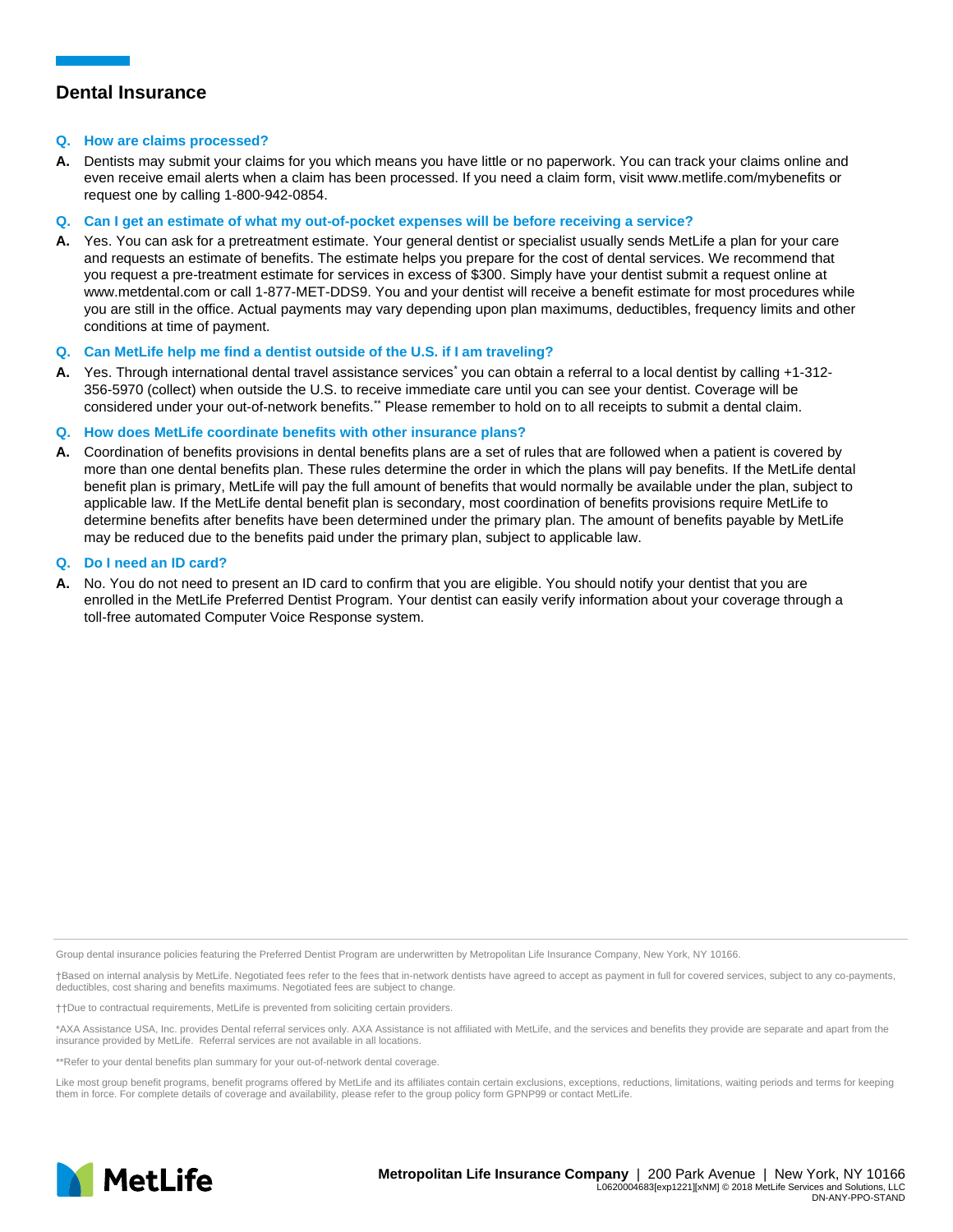## Dental Insurance

**Q. How are claims processed?**

**A.** Dentists may submit your claims for you which means you have little or no paperwork. You can track your claims online and even receive email alerts when a claim has been processed. If you need a claim form, visit www.metlife.com/mybenefits or request one by calling 1-800-942-0854.

**Q. Can I get an estimate of what my out-of-pocket expenses will be before receiving a service?**

**A.** Yes. You can ask for a pretreatment estimate. Your general dentist or specialist usually sends MetLife a plan for your care and requests an estimate of benefits. The estimate helps you prepare for the cost of dental services. We recommend that you request a pre-treatment estimate for services in excess of $300. Simply have your dentist submit a request online at www.metdental.com or call 1-877-MET-DDS9. You and your dentist will receive a benefit estimate for most procedures while you are still in the office. Actual payments may vary depending upon plan maximums, deductibles, frequency limits and other conditions at time of payment.

**Q. Can MetLife help me find a dentist outside of the U.S. if I am traveling?**

**A.** Yes. Through international dental travel assistance services* you can obtain a referral to a local dentist by calling +1-312-356-5970 (collect) when outside the U.S. to receive immediate care until you can see your dentist. Coverage will be considered under your out-of-network benefits.** Please remember to hold on to all receipts to submit a dental claim.

**Q. How does MetLife coordinate benefits with other insurance plans?**

**A.** Coordination of benefits provisions in dental benefits plans are a set of rules that are followed when a patient is covered by more than one dental benefits plan. These rules determine the order in which the plans will pay benefits. If the MetLife dental benefit plan is primary, MetLife will pay the full amount of benefits that would normally be available under the plan, subject to applicable law. If the MetLife dental benefit plan is secondary, most coordination of benefits provisions require MetLife to determine benefits after benefits have been determined under the primary plan. The amount of benefits payable by MetLife may be reduced due to the benefits paid under the primary plan, subject to applicable law.

**Q. Do I need an ID card?**

**A.** No. You do not need to present an ID card to confirm that you are eligible. You should notify your dentist that you are enrolled in the MetLife Preferred Dentist Program. Your dentist can easily verify information about your coverage through a toll-free automated Computer Voice Response system.

---

Group dental insurance policies featuring the Preferred Dentist Program are underwritten by Metropolitan Life Insurance Company, New York, NY 10166.

†Based on internal analysis by MetLife. Negotiated fees refer to the fees that in-network dentists have agreed to accept as payment in full for covered services, subject to any co-payments, deductibles, cost sharing and benefits maximums. Negotiated fees are subject to change.

††Due to contractual requirements, MetLife is prevented from soliciting certain providers.

*AXA Assistance USA, Inc. provides Dental referral services only. AXA Assistance is not affiliated with MetLife, and the services and benefits they provide are separate and apart from the insurance provided by MetLife. Referral services are not available in all locations.

**Refer to your dental benefits plan summary for your out-of-network dental coverage.

Like most group benefit programs, benefit programs offered by MetLife and its affiliates contain certain exclusions, exceptions, reductions, limitations, waiting periods and terms for keeping them in force. For complete details of coverage and availability, please refer to the group policy form GPNP99 or contact MetLife.

MetLife

**Metropolitan Life Insurance Company** | 200 Park Avenue | New York, NY 10166
L0620004683[exp1221][xNM] © 2018 MetLife Services and Solutions, LLC
DN-ANY-PPO-STAND